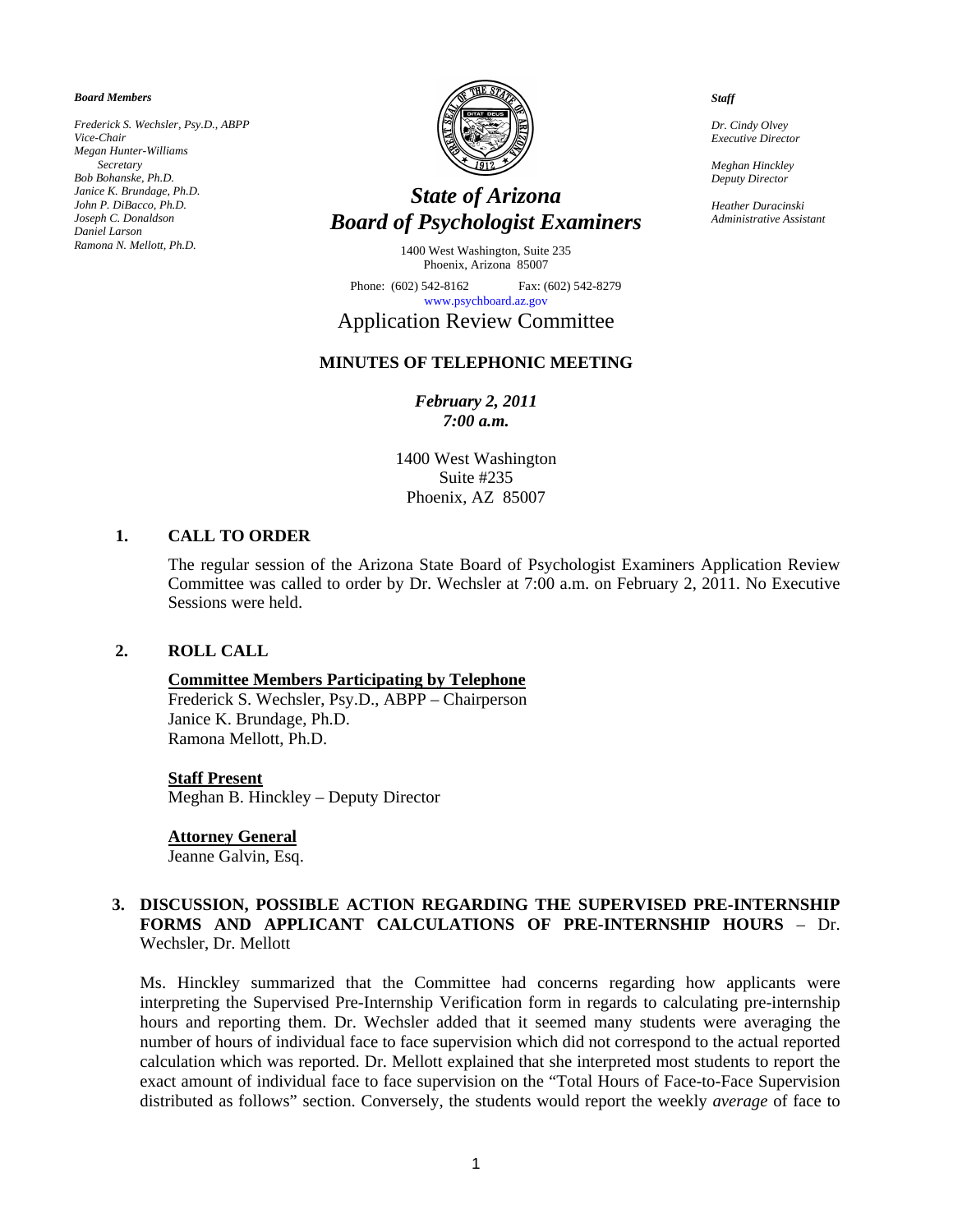*Board Members*

*Frederick S. Wechsler, Psy.D., ABPP*
*Vice-Chair*
*Megan Hunter-Williams*
*Secretary*
*Bob Bohanske, Ph.D.*
*Janice K. Brundage, Ph.D.*
*John P. DiBacco, Ph.D.*
*Joseph C. Donaldson*
*Daniel Larson*
*Ramona N. Mellott, Ph.D.*

# *State of Arizona*
# *Board of Psychologist Examiners*

1400 West Washington, Suite 235
Phoenix, Arizona 85007

Phone: (602) 542-8162 Fax: (602) 542-8279
www.psychboard.az.gov

*Staff*

*Dr. Cindy Olvey*
*Executive Director*

*Meghan Hinckley*
*Deputy Director*

*Heather Duracinski*
*Administrative Assistant*

## Application Review Committee

**MINUTES OF TELEPHONIC MEETING**

***February 2, 2011***
***7:00 a.m.***

1400 West Washington
Suite #235
Phoenix, AZ 85007

### 1. CALL TO ORDER

The regular session of the Arizona State Board of Psychologist Examiners Application Review Committee was called to order by Dr. Wechsler at 7:00 a.m. on February 2, 2011. No Executive Sessions were held.

### 2. ROLL CALL

**Committee Members Participating by Telephone**
Frederick S. Wechsler, Psy.D., ABPP – Chairperson
Janice K. Brundage, Ph.D.
Ramona Mellott, Ph.D.

**Staff Present**
Meghan B. Hinckley – Deputy Director

**Attorney General**
Jeanne Galvin, Esq.

### 3. DISCUSSION, POSSIBLE ACTION REGARDING THE SUPERVISED PRE-INTERNSHIP FORMS AND APPLICANT CALCULATIONS OF PRE-INTERNSHIP HOURS – Dr. Wechsler, Dr. Mellott

Ms. Hinckley summarized that the Committee had concerns regarding how applicants were interpreting the Supervised Pre-Internship Verification form in regards to calculating pre-internship hours and reporting them. Dr. Wechsler added that it seemed many students were averaging the number of hours of individual face to face supervision which did not correspond to the actual reported calculation which was reported. Dr. Mellott explained that she interpreted most students to report the exact amount of individual face to face supervision on the "Total Hours of Face-to-Face Supervision distributed as follows" section. Conversely, the students would report the weekly *average* of face to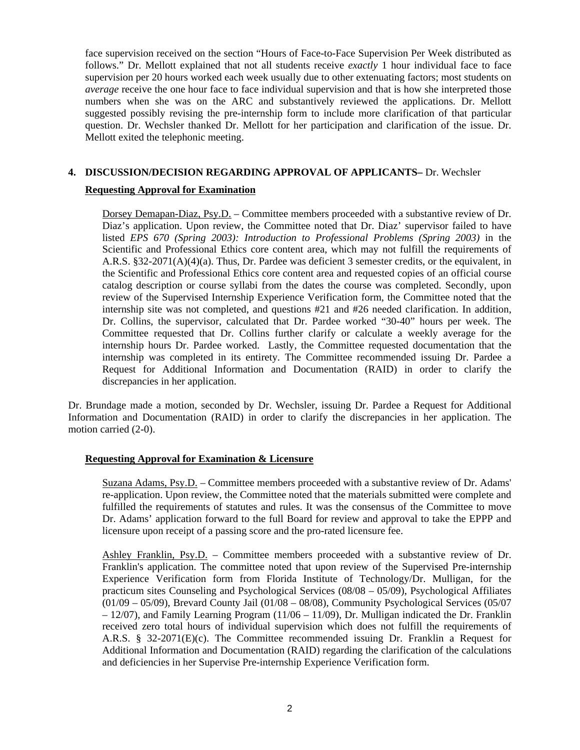face supervision received on the section "Hours of Face-to-Face Supervision Per Week distributed as follows." Dr. Mellott explained that not all students receive *exactly* 1 hour individual face to face supervision per 20 hours worked each week usually due to other extenuating factors; most students on *average* receive the one hour face to face individual supervision and that is how she interpreted those numbers when she was on the ARC and substantively reviewed the applications. Dr. Mellott suggested possibly revising the pre-internship form to include more clarification of that particular question. Dr. Wechsler thanked Dr. Mellott for her participation and clarification of the issue. Dr. Mellott exited the telephonic meeting.

**4. DISCUSSION/DECISION REGARDING APPROVAL OF APPLICANTS–** Dr. Wechsler

**Requesting Approval for Examination**

Dorsey Demapan-Diaz, Psy.D. – Committee members proceeded with a substantive review of Dr. Diaz's application. Upon review, the Committee noted that Dr. Diaz' supervisor failed to have listed *EPS 670 (Spring 2003): Introduction to Professional Problems (Spring 2003)* in the Scientific and Professional Ethics core content area, which may not fulfill the requirements of A.R.S. §32-2071(A)(4)(a). Thus, Dr. Pardee was deficient 3 semester credits, or the equivalent, in the Scientific and Professional Ethics core content area and requested copies of an official course catalog description or course syllabi from the dates the course was completed. Secondly, upon review of the Supervised Internship Experience Verification form, the Committee noted that the internship site was not completed, and questions #21 and #26 needed clarification. In addition, Dr. Collins, the supervisor, calculated that Dr. Pardee worked "30-40" hours per week. The Committee requested that Dr. Collins further clarify or calculate a weekly average for the internship hours Dr. Pardee worked. Lastly, the Committee requested documentation that the internship was completed in its entirety. The Committee recommended issuing Dr. Pardee a Request for Additional Information and Documentation (RAID) in order to clarify the discrepancies in her application.

Dr. Brundage made a motion, seconded by Dr. Wechsler, issuing Dr. Pardee a Request for Additional Information and Documentation (RAID) in order to clarify the discrepancies in her application. The motion carried (2-0).

**Requesting Approval for Examination & Licensure**

Suzana Adams, Psy.D. – Committee members proceeded with a substantive review of Dr. Adams' re-application. Upon review, the Committee noted that the materials submitted were complete and fulfilled the requirements of statutes and rules. It was the consensus of the Committee to move Dr. Adams' application forward to the full Board for review and approval to take the EPPP and licensure upon receipt of a passing score and the pro-rated licensure fee.

Ashley Franklin, Psy.D. – Committee members proceeded with a substantive review of Dr. Franklin's application. The committee noted that upon review of the Supervised Pre-internship Experience Verification form from Florida Institute of Technology/Dr. Mulligan, for the practicum sites Counseling and Psychological Services (08/08 – 05/09), Psychological Affiliates (01/09 – 05/09), Brevard County Jail (01/08 – 08/08), Community Psychological Services (05/07 – 12/07), and Family Learning Program (11/06 – 11/09), Dr. Mulligan indicated the Dr. Franklin received zero total hours of individual supervision which does not fulfill the requirements of A.R.S. § 32-2071(E)(c). The Committee recommended issuing Dr. Franklin a Request for Additional Information and Documentation (RAID) regarding the clarification of the calculations and deficiencies in her Supervise Pre-internship Experience Verification form.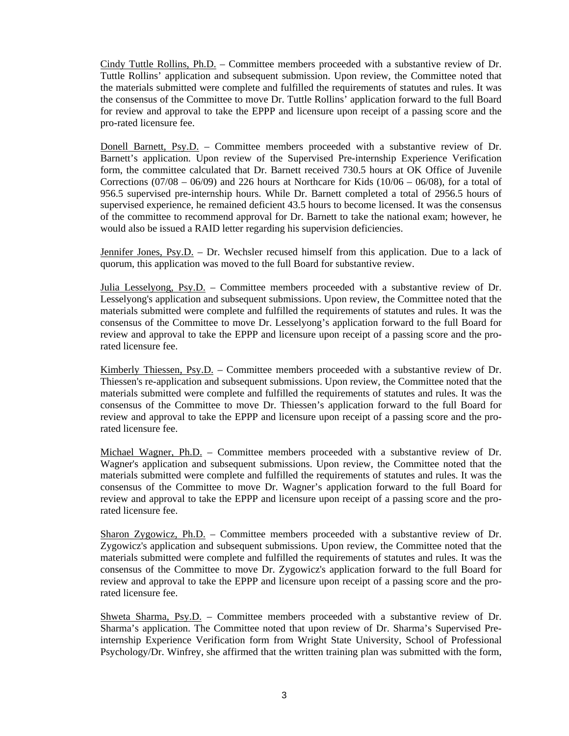Cindy Tuttle Rollins, Ph.D. – Committee members proceeded with a substantive review of Dr. Tuttle Rollins' application and subsequent submission. Upon review, the Committee noted that the materials submitted were complete and fulfilled the requirements of statutes and rules. It was the consensus of the Committee to move Dr. Tuttle Rollins' application forward to the full Board for review and approval to take the EPPP and licensure upon receipt of a passing score and the pro-rated licensure fee.

Donell Barnett, Psy.D. – Committee members proceeded with a substantive review of Dr. Barnett's application. Upon review of the Supervised Pre-internship Experience Verification form, the committee calculated that Dr. Barnett received 730.5 hours at OK Office of Juvenile Corrections (07/08 – 06/09) and 226 hours at Northcare for Kids (10/06 – 06/08), for a total of 956.5 supervised pre-internship hours. While Dr. Barnett completed a total of 2956.5 hours of supervised experience, he remained deficient 43.5 hours to become licensed. It was the consensus of the committee to recommend approval for Dr. Barnett to take the national exam; however, he would also be issued a RAID letter regarding his supervision deficiencies.

Jennifer Jones, Psy.D. – Dr. Wechsler recused himself from this application. Due to a lack of quorum, this application was moved to the full Board for substantive review.

Julia Lesselyong, Psy.D. – Committee members proceeded with a substantive review of Dr. Lesselyong's application and subsequent submissions. Upon review, the Committee noted that the materials submitted were complete and fulfilled the requirements of statutes and rules. It was the consensus of the Committee to move Dr. Lesselyong's application forward to the full Board for review and approval to take the EPPP and licensure upon receipt of a passing score and the pro-rated licensure fee.

Kimberly Thiessen, Psy.D. – Committee members proceeded with a substantive review of Dr. Thiessen's re-application and subsequent submissions. Upon review, the Committee noted that the materials submitted were complete and fulfilled the requirements of statutes and rules. It was the consensus of the Committee to move Dr. Thiessen's application forward to the full Board for review and approval to take the EPPP and licensure upon receipt of a passing score and the pro-rated licensure fee.

Michael Wagner, Ph.D. – Committee members proceeded with a substantive review of Dr. Wagner's application and subsequent submissions. Upon review, the Committee noted that the materials submitted were complete and fulfilled the requirements of statutes and rules. It was the consensus of the Committee to move Dr. Wagner's application forward to the full Board for review and approval to take the EPPP and licensure upon receipt of a passing score and the pro-rated licensure fee.

Sharon Zygowicz, Ph.D. – Committee members proceeded with a substantive review of Dr. Zygowicz's application and subsequent submissions. Upon review, the Committee noted that the materials submitted were complete and fulfilled the requirements of statutes and rules. It was the consensus of the Committee to move Dr. Zygowicz's application forward to the full Board for review and approval to take the EPPP and licensure upon receipt of a passing score and the pro-rated licensure fee.

Shweta Sharma, Psy.D. – Committee members proceeded with a substantive review of Dr. Sharma's application. The Committee noted that upon review of Dr. Sharma's Supervised Pre-internship Experience Verification form from Wright State University, School of Professional Psychology/Dr. Winfrey, she affirmed that the written training plan was submitted with the form,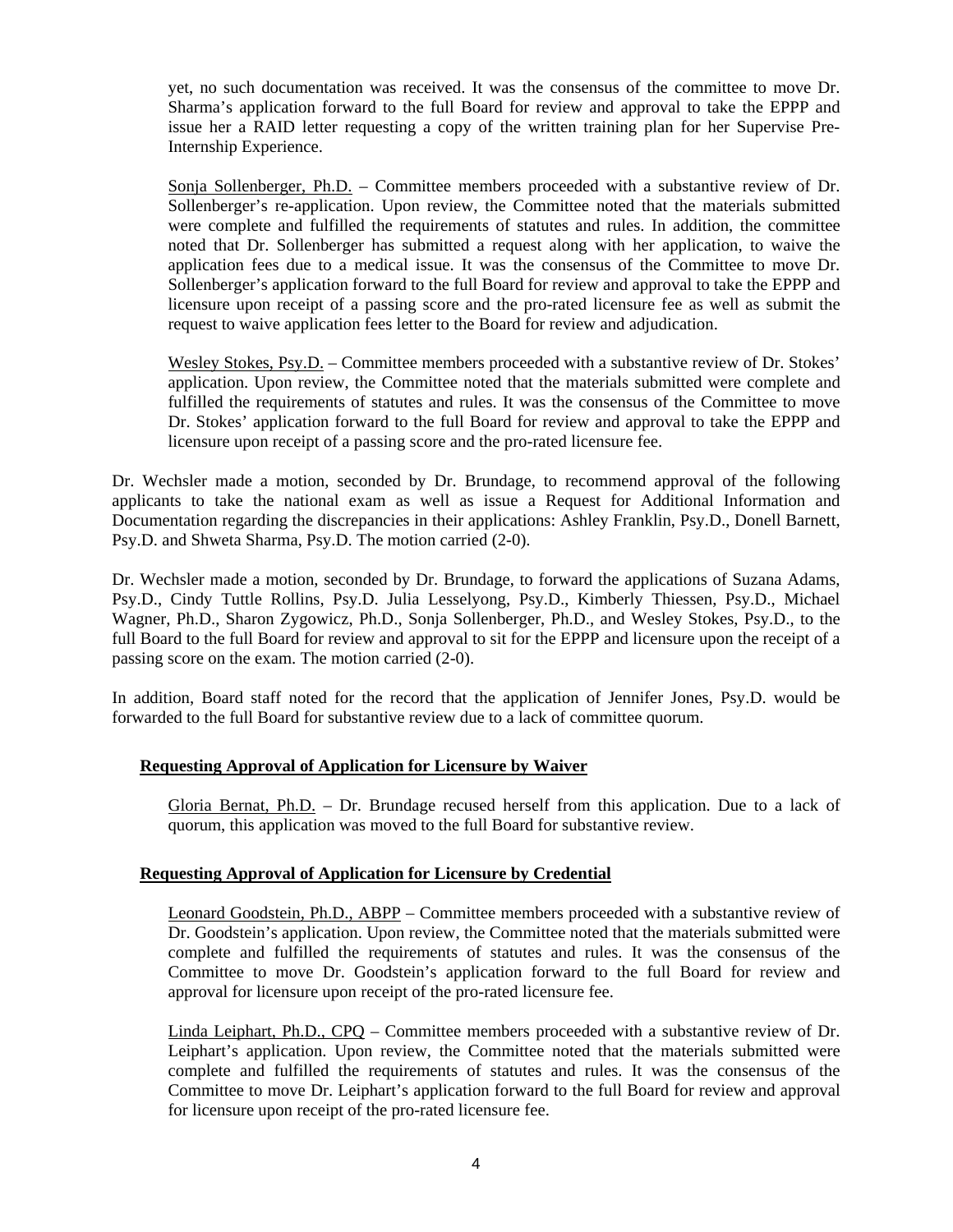yet, no such documentation was received. It was the consensus of the committee to move Dr. Sharma's application forward to the full Board for review and approval to take the EPPP and issue her a RAID letter requesting a copy of the written training plan for her Supervise Pre-Internship Experience.

Sonja Sollenberger, Ph.D. – Committee members proceeded with a substantive review of Dr. Sollenberger's re-application. Upon review, the Committee noted that the materials submitted were complete and fulfilled the requirements of statutes and rules. In addition, the committee noted that Dr. Sollenberger has submitted a request along with her application, to waive the application fees due to a medical issue. It was the consensus of the Committee to move Dr. Sollenberger's application forward to the full Board for review and approval to take the EPPP and licensure upon receipt of a passing score and the pro-rated licensure fee as well as submit the request to waive application fees letter to the Board for review and adjudication.

Wesley Stokes, Psy.D. – Committee members proceeded with a substantive review of Dr. Stokes' application. Upon review, the Committee noted that the materials submitted were complete and fulfilled the requirements of statutes and rules. It was the consensus of the Committee to move Dr. Stokes' application forward to the full Board for review and approval to take the EPPP and licensure upon receipt of a passing score and the pro-rated licensure fee.

Dr. Wechsler made a motion, seconded by Dr. Brundage, to recommend approval of the following applicants to take the national exam as well as issue a Request for Additional Information and Documentation regarding the discrepancies in their applications: Ashley Franklin, Psy.D., Donell Barnett, Psy.D. and Shweta Sharma, Psy.D. The motion carried (2-0).

Dr. Wechsler made a motion, seconded by Dr. Brundage, to forward the applications of Suzana Adams, Psy.D., Cindy Tuttle Rollins, Psy.D. Julia Lesselyong, Psy.D., Kimberly Thiessen, Psy.D., Michael Wagner, Ph.D., Sharon Zygowicz, Ph.D., Sonja Sollenberger, Ph.D., and Wesley Stokes, Psy.D., to the full Board to the full Board for review and approval to sit for the EPPP and licensure upon the receipt of a passing score on the exam. The motion carried (2-0).

In addition, Board staff noted for the record that the application of Jennifer Jones, Psy.D. would be forwarded to the full Board for substantive review due to a lack of committee quorum.

**Requesting Approval of Application for Licensure by Waiver**

Gloria Bernat, Ph.D. – Dr. Brundage recused herself from this application. Due to a lack of quorum, this application was moved to the full Board for substantive review.

**Requesting Approval of Application for Licensure by Credential**

Leonard Goodstein, Ph.D., ABPP – Committee members proceeded with a substantive review of Dr. Goodstein's application. Upon review, the Committee noted that the materials submitted were complete and fulfilled the requirements of statutes and rules. It was the consensus of the Committee to move Dr. Goodstein's application forward to the full Board for review and approval for licensure upon receipt of the pro-rated licensure fee.

Linda Leiphart, Ph.D., CPQ – Committee members proceeded with a substantive review of Dr. Leiphart's application. Upon review, the Committee noted that the materials submitted were complete and fulfilled the requirements of statutes and rules. It was the consensus of the Committee to move Dr. Leiphart's application forward to the full Board for review and approval for licensure upon receipt of the pro-rated licensure fee.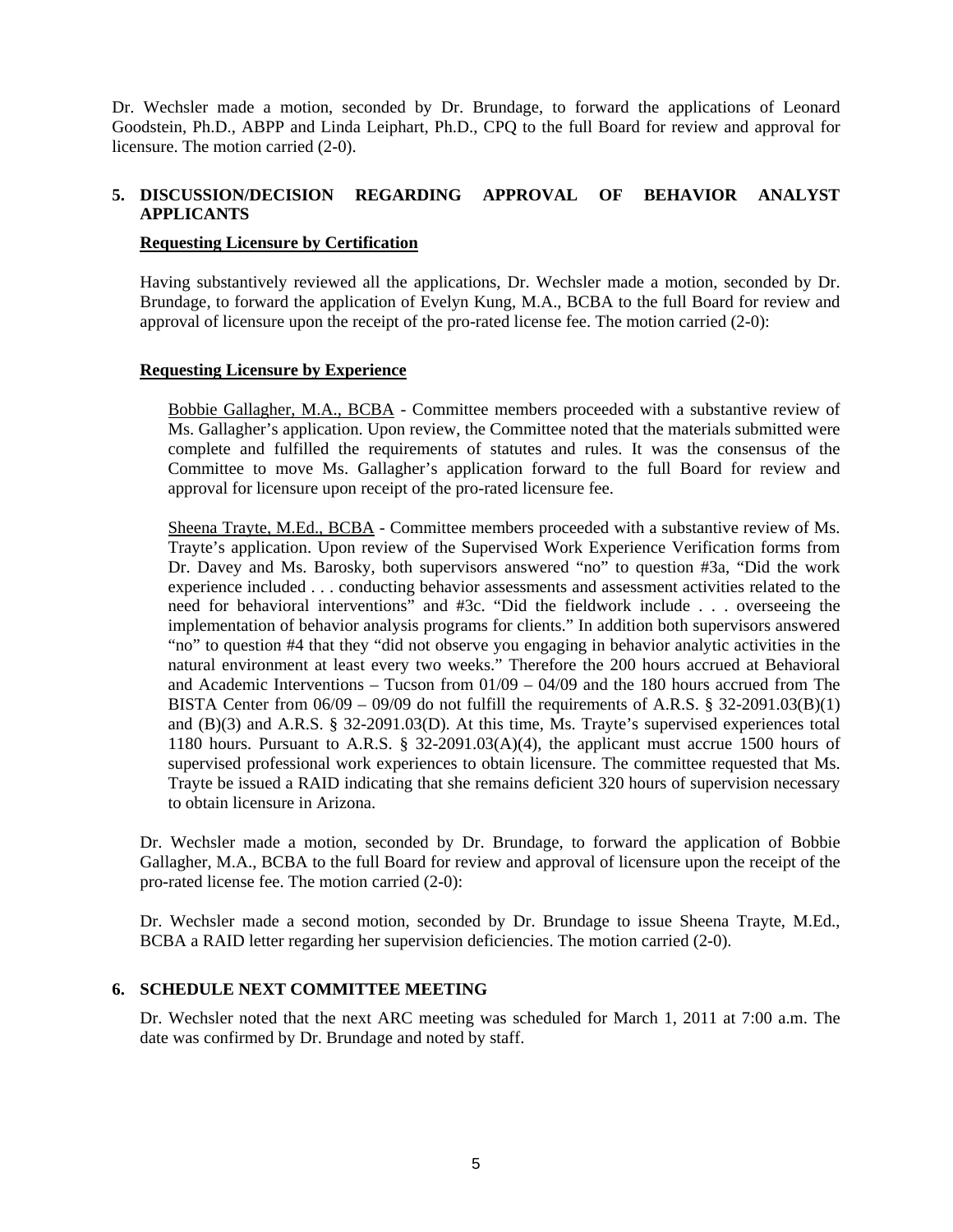Dr. Wechsler made a motion, seconded by Dr. Brundage, to forward the applications of Leonard Goodstein, Ph.D., ABPP and Linda Leiphart, Ph.D., CPQ to the full Board for review and approval for licensure. The motion carried (2-0).

## 5. DISCUSSION/DECISION REGARDING APPROVAL OF BEHAVIOR ANALYST APPLICANTS

**Requesting Licensure by Certification**

Having substantively reviewed all the applications, Dr. Wechsler made a motion, seconded by Dr. Brundage, to forward the application of Evelyn Kung, M.A., BCBA to the full Board for review and approval of licensure upon the receipt of the pro-rated license fee. The motion carried (2-0):

**Requesting Licensure by Experience**

Bobbie Gallagher, M.A., BCBA - Committee members proceeded with a substantive review of Ms. Gallagher's application. Upon review, the Committee noted that the materials submitted were complete and fulfilled the requirements of statutes and rules. It was the consensus of the Committee to move Ms. Gallagher's application forward to the full Board for review and approval for licensure upon receipt of the pro-rated licensure fee.

Sheena Trayte, M.Ed., BCBA - Committee members proceeded with a substantive review of Ms. Trayte's application. Upon review of the Supervised Work Experience Verification forms from Dr. Davey and Ms. Barosky, both supervisors answered "no" to question #3a, "Did the work experience included . . . conducting behavior assessments and assessment activities related to the need for behavioral interventions" and #3c. "Did the fieldwork include . . . overseeing the implementation of behavior analysis programs for clients." In addition both supervisors answered "no" to question #4 that they "did not observe you engaging in behavior analytic activities in the natural environment at least every two weeks." Therefore the 200 hours accrued at Behavioral and Academic Interventions – Tucson from 01/09 – 04/09 and the 180 hours accrued from The BISTA Center from 06/09 – 09/09 do not fulfill the requirements of A.R.S. § 32-2091.03(B)(1) and (B)(3) and A.R.S. § 32-2091.03(D). At this time, Ms. Trayte's supervised experiences total 1180 hours. Pursuant to A.R.S. § 32-2091.03(A)(4), the applicant must accrue 1500 hours of supervised professional work experiences to obtain licensure. The committee requested that Ms. Trayte be issued a RAID indicating that she remains deficient 320 hours of supervision necessary to obtain licensure in Arizona.

Dr. Wechsler made a motion, seconded by Dr. Brundage, to forward the application of Bobbie Gallagher, M.A., BCBA to the full Board for review and approval of licensure upon the receipt of the pro-rated license fee. The motion carried (2-0):

Dr. Wechsler made a second motion, seconded by Dr. Brundage to issue Sheena Trayte, M.Ed., BCBA a RAID letter regarding her supervision deficiencies. The motion carried (2-0).

## 6. SCHEDULE NEXT COMMITTEE MEETING

Dr. Wechsler noted that the next ARC meeting was scheduled for March 1, 2011 at 7:00 a.m. The date was confirmed by Dr. Brundage and noted by staff.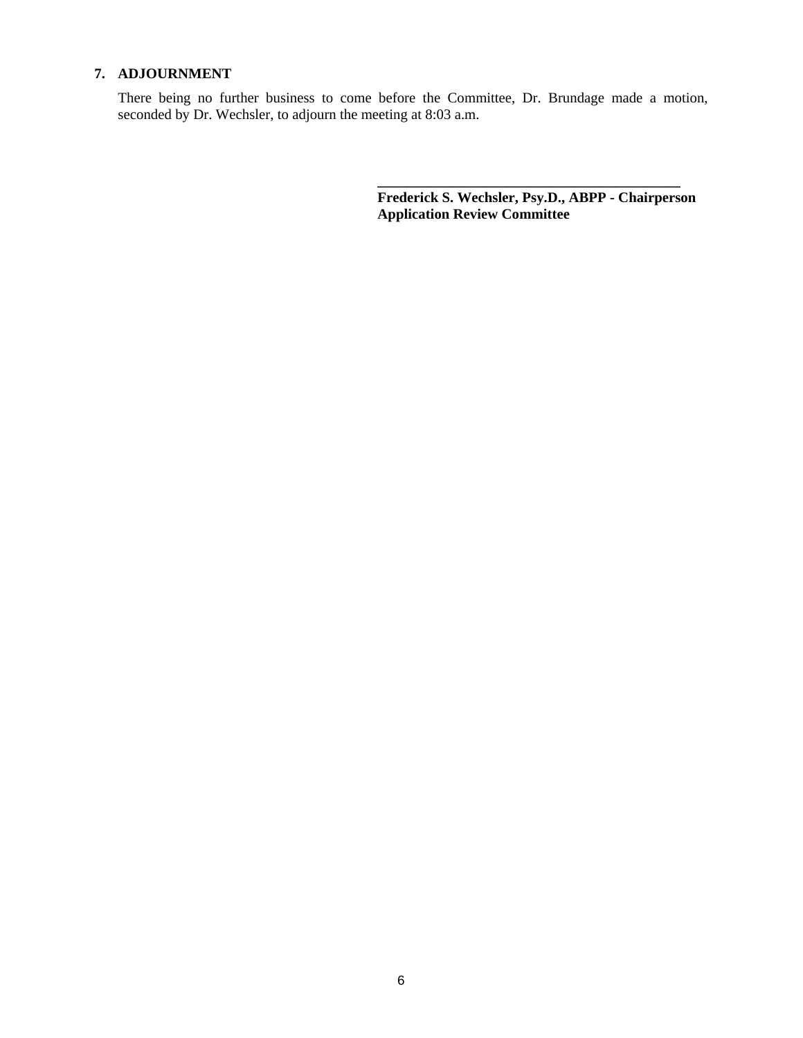## 7. ADJOURNMENT

There being no further business to come before the Committee, Dr. Brundage made a motion, seconded by Dr. Wechsler, to adjourn the meeting at 8:03 a.m.

\_\_\_\_\_\_\_\_\_\_\_\_\_\_\_\_\_\_\_\_\_\_\_\_\_\_\_\_\_\_\_\_\_\_\_\_\_\_\_\_\_\_\_\_

**Frederick S. Wechsler, Psy.D., ABPP - Chairperson**
**Application Review Committee**